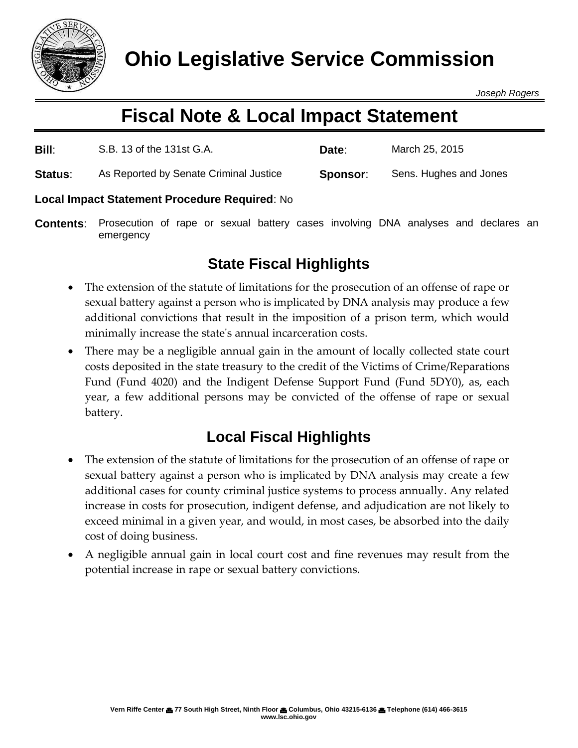# Ohio Legislative Service Commission

*Joseph Rogers*

## Fiscal Note & Local Impact Statement

**Bill**: S.B. 13 of the 131st G.A. **Date**: March 25, 2015

**Status**: As Reported by Senate Criminal Justice **Sponsor**: Sens. Hughes and Jones

**Local Impact Statement Procedure Required**: No

**Contents**: Prosecution of rape or sexual battery cases involving DNA analyses and declares an emergency

### State Fiscal Highlights

- The extension of the statute of limitations for the prosecution of an offense of rape or sexual battery against a person who is implicated by DNA analysis may produce a few additional convictions that result in the imposition of a prison term, which would minimally increase the state's annual incarceration costs.
- There may be a negligible annual gain in the amount of locally collected state court costs deposited in the state treasury to the credit of the Victims of Crime/Reparations Fund (Fund 4020) and the Indigent Defense Support Fund (Fund 5DY0), as, each year, a few additional persons may be convicted of the offense of rape or sexual battery.

### Local Fiscal Highlights

- The extension of the statute of limitations for the prosecution of an offense of rape or sexual battery against a person who is implicated by DNA analysis may create a few additional cases for county criminal justice systems to process annually. Any related increase in costs for prosecution, indigent defense, and adjudication are not likely to exceed minimal in a given year, and would, in most cases, be absorbed into the daily cost of doing business.
- A negligible annual gain in local court cost and fine revenues may result from the potential increase in rape or sexual battery convictions.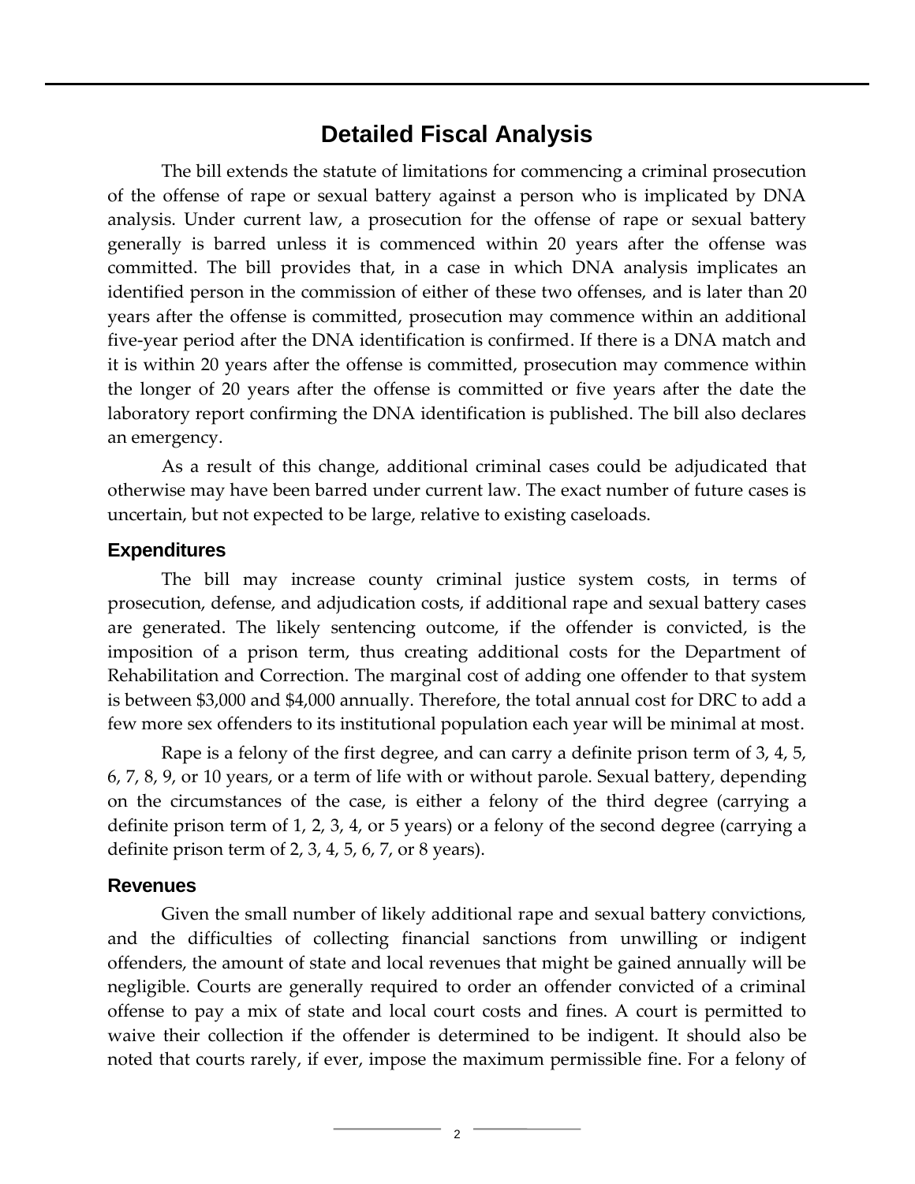# Detailed Fiscal Analysis

The bill extends the statute of limitations for commencing a criminal prosecution of the offense of rape or sexual battery against a person who is implicated by DNA analysis. Under current law, a prosecution for the offense of rape or sexual battery generally is barred unless it is commenced within 20 years after the offense was committed. The bill provides that, in a case in which DNA analysis implicates an identified person in the commission of either of these two offenses, and is later than 20 years after the offense is committed, prosecution may commence within an additional five-year period after the DNA identification is confirmed. If there is a DNA match and it is within 20 years after the offense is committed, prosecution may commence within the longer of 20 years after the offense is committed or five years after the date the laboratory report confirming the DNA identification is published. The bill also declares an emergency.

As a result of this change, additional criminal cases could be adjudicated that otherwise may have been barred under current law. The exact number of future cases is uncertain, but not expected to be large, relative to existing caseloads.

## Expenditures

The bill may increase county criminal justice system costs, in terms of prosecution, defense, and adjudication costs, if additional rape and sexual battery cases are generated. The likely sentencing outcome, if the offender is convicted, is the imposition of a prison term, thus creating additional costs for the Department of Rehabilitation and Correction. The marginal cost of adding one offender to that system is between $3,000 and $4,000 annually. Therefore, the total annual cost for DRC to add a few more sex offenders to its institutional population each year will be minimal at most.

Rape is a felony of the first degree, and can carry a definite prison term of 3, 4, 5, 6, 7, 8, 9, or 10 years, or a term of life with or without parole. Sexual battery, depending on the circumstances of the case, is either a felony of the third degree (carrying a definite prison term of 1, 2, 3, 4, or 5 years) or a felony of the second degree (carrying a definite prison term of 2, 3, 4, 5, 6, 7, or 8 years).

## Revenues

Given the small number of likely additional rape and sexual battery convictions, and the difficulties of collecting financial sanctions from unwilling or indigent offenders, the amount of state and local revenues that might be gained annually will be negligible. Courts are generally required to order an offender convicted of a criminal offense to pay a mix of state and local court costs and fines. A court is permitted to waive their collection if the offender is determined to be indigent. It should also be noted that courts rarely, if ever, impose the maximum permissible fine. For a felony of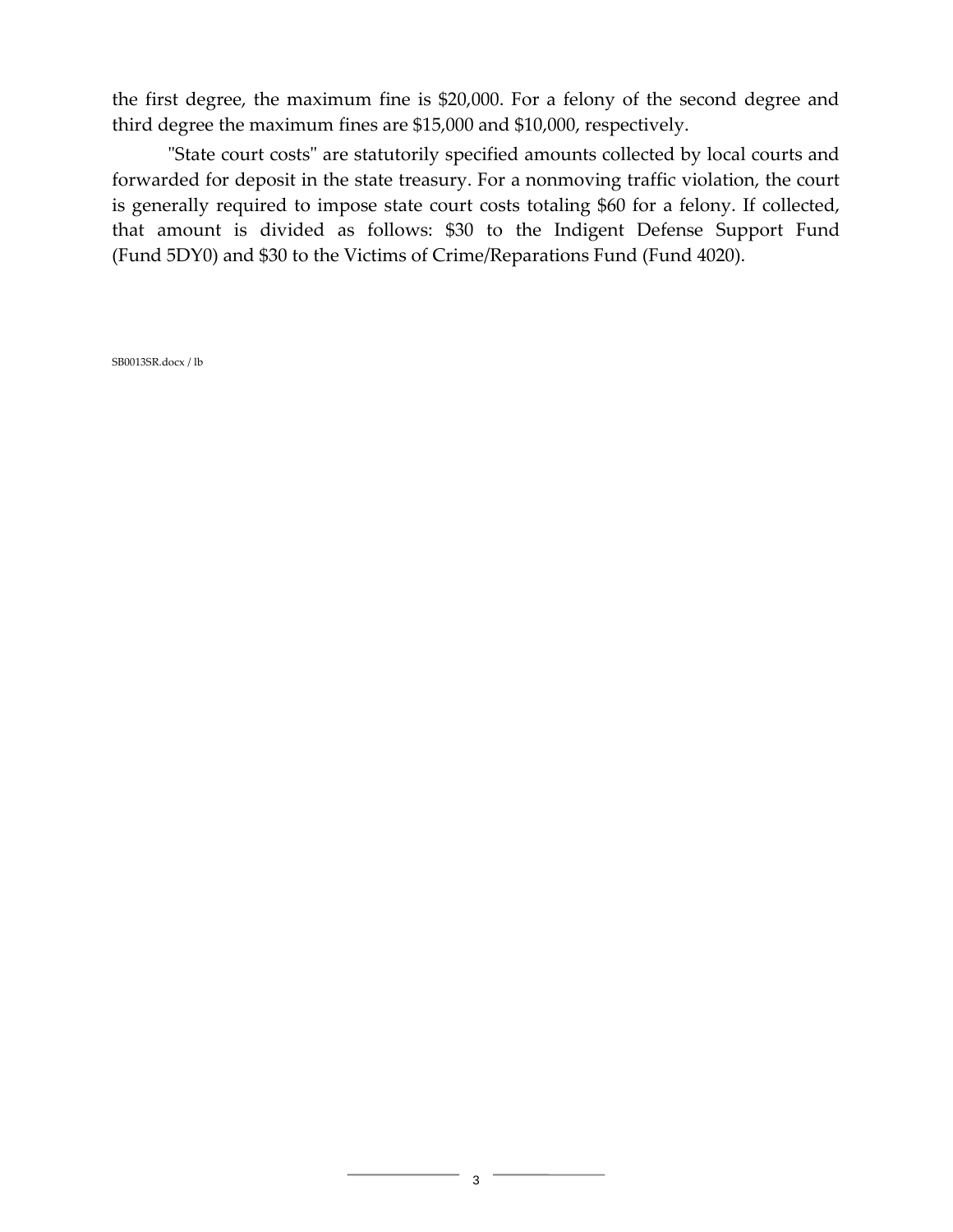the first degree, the maximum fine is $20,000. For a felony of the second degree and third degree the maximum fines are $15,000 and $10,000, respectively.

"State court costs" are statutorily specified amounts collected by local courts and forwarded for deposit in the state treasury. For a nonmoving traffic violation, the court is generally required to impose state court costs totaling $60 for a felony. If collected, that amount is divided as follows: $30 to the Indigent Defense Support Fund (Fund 5DY0) and $30 to the Victims of Crime/Reparations Fund (Fund 4020).

SB0013SR.docx / lb